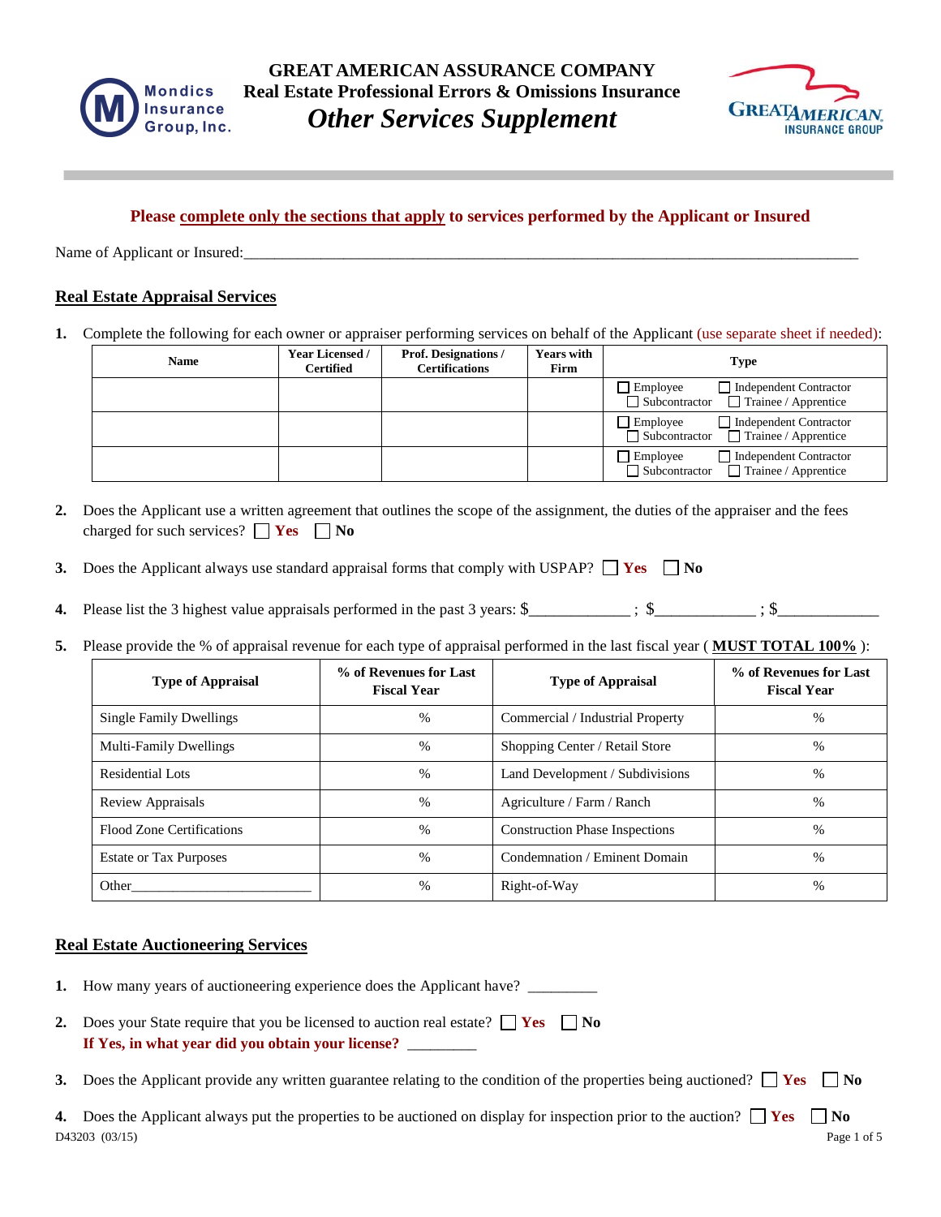# GREAT AMERICAN ASSURANCE COMPANY
## Real Estate Professional Errors & Omissions Insurance
## *Other Services Supplement*

**Please complete only the sections that apply to services performed by the Applicant or Insured**

Name of Applicant or Insured:___________________________________________________________________________

## Real Estate Appraisal Services

1. Complete the following for each owner or appraiser performing services on behalf of the Applicant (use separate sheet if needed):

| Name | Year Licensed / Certified | Prof. Designations / Certifications | Years with Firm | Type |
|---|---|---|---|---|
| | | | | ☐ Employee ☐ Independent Contractor ☐ Subcontractor ☐ Trainee / Apprentice |
| | | | | ☐ Employee ☐ Independent Contractor ☐ Subcontractor ☐ Trainee / Apprentice |
| | | | | ☐ Employee ☐ Independent Contractor ☐ Subcontractor ☐ Trainee / Apprentice |

2. Does the Applicant use a written agreement that outlines the scope of the assignment, the duties of the appraiser and the fees charged for such services? ☐ **Yes** ☐ **No**

3. Does the Applicant always use standard appraisal forms that comply with USPAP? ☐ **Yes** ☐ **No**

4. Please list the 3 highest value appraisals performed in the past 3 years: $____________ ; $____________ ; $____________

5. Please provide the % of appraisal revenue for each type of appraisal performed in the last fiscal year ( **MUST TOTAL 100%** ):

| Type of Appraisal | % of Revenues for Last Fiscal Year | Type of Appraisal | % of Revenues for Last Fiscal Year |
|---|---|---|---|
| Single Family Dwellings | % | Commercial / Industrial Property | % |
| Multi-Family Dwellings | % | Shopping Center / Retail Store | % |
| Residential Lots | % | Land Development / Subdivisions | % |
| Review Appraisals | % | Agriculture / Farm / Ranch | % |
| Flood Zone Certifications | % | Construction Phase Inspections | % |
| Estate or Tax Purposes | % | Condemnation / Eminent Domain | % |
| Other_________________________ | % | Right-of-Way | % |

## Real Estate Auctioneering Services

1. How many years of auctioneering experience does the Applicant have? _________

2. Does your State require that you be licensed to auction real estate? ☐ **Yes** ☐ **No**
   **If Yes, in what year did you obtain your license?** _________

3. Does the Applicant provide any written guarantee relating to the condition of the properties being auctioned? ☐ **Yes** ☐ **No**

4. Does the Applicant always put the properties to be auctioned on display for inspection prior to the auction? ☐ **Yes** ☐ **No**

D43203 (03/15)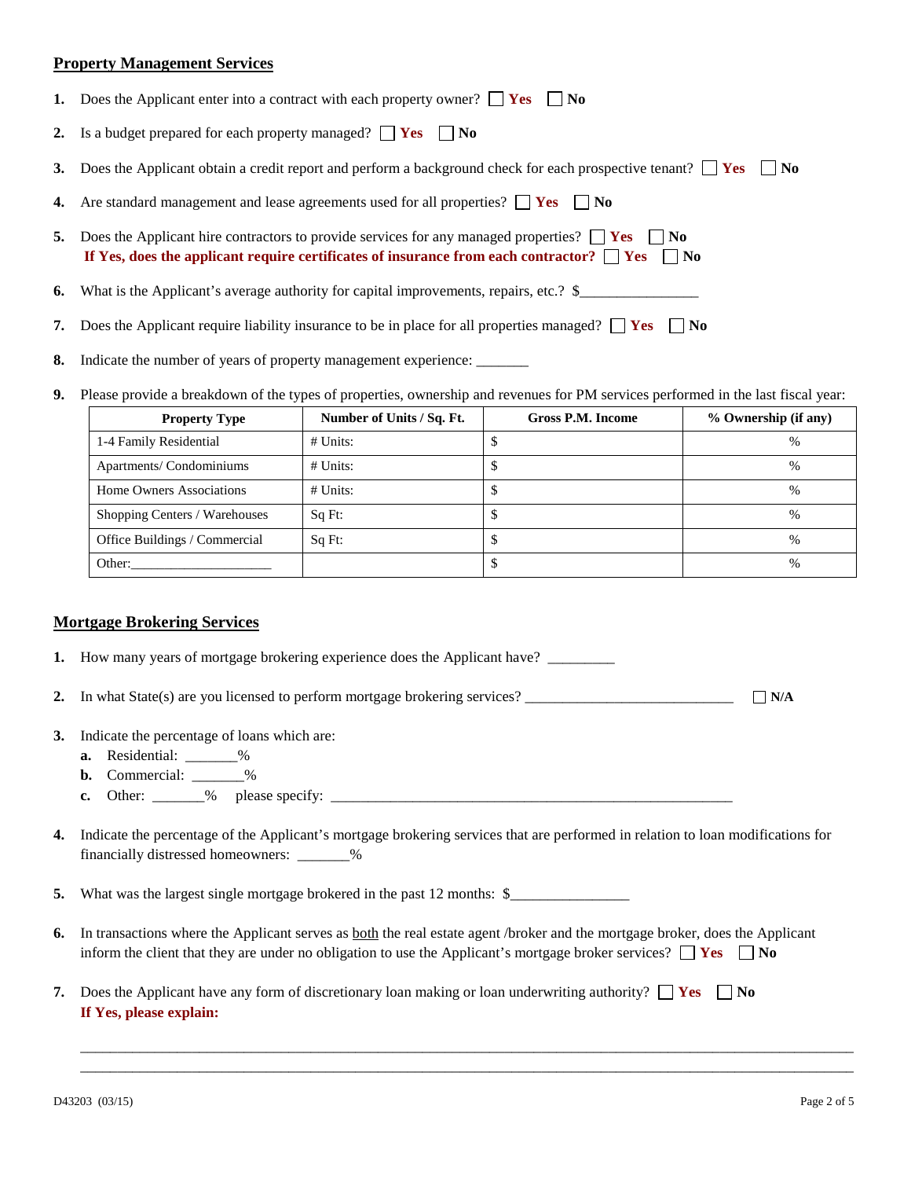## Property Management Services

1. Does the Applicant enter into a contract with each property owner? ☐ **Yes** ☐ **No**

2. Is a budget prepared for each property managed? ☐ **Yes** ☐ **No**

3. Does the Applicant obtain a credit report and perform a background check for each prospective tenant? ☐ **Yes** ☐ **No**

4. Are standard management and lease agreements used for all properties? ☐ **Yes** ☐ **No**

5. Does the Applicant hire contractors to provide services for any managed properties? ☐ **Yes** ☐ **No**
   **If Yes, does the applicant require certificates of insurance from each contractor?** ☐ **Yes** ☐ **No**

6. What is the Applicant's average authority for capital improvements, repairs, etc.? $_______________

7. Does the Applicant require liability insurance to be in place for all properties managed? ☐ **Yes** ☐ **No**

8. Indicate the number of years of property management experience: _______

9. Please provide a breakdown of the types of properties, ownership and revenues for PM services performed in the last fiscal year:

| Property Type | Number of Units / Sq. Ft. | Gross P.M. Income | % Ownership (if any) |
|---|---|---|---|
| 1-4 Family Residential | # Units: | $ | % |
| Apartments/ Condominiums | # Units: | $ | % |
| Home Owners Associations | # Units: | $ | % |
| Shopping Centers / Warehouses | Sq Ft: | $ | % |
| Office Buildings / Commercial | Sq Ft: | $ | % |
| Other:____________________ | | $ | % |

## Mortgage Brokering Services

1. How many years of mortgage brokering experience does the Applicant have? _________

2. In what State(s) are you licensed to perform mortgage brokering services? ____________________________ ☐ **N/A**

3. Indicate the percentage of loans which are:
   **a.** Residential: _______%
   **b.** Commercial: _______%
   **c.** Other: _______% please specify: ________________________________________________________

4. Indicate the percentage of the Applicant's mortgage brokering services that are performed in relation to loan modifications for financially distressed homeowners: _______%

5. What was the largest single mortgage brokered in the past 12 months: $_______________

6. In transactions where the Applicant serves as both the real estate agent /broker and the mortgage broker, does the Applicant inform the client that they are under no obligation to use the Applicant's mortgage broker services? ☐ **Yes** ☐ **No**

7. Does the Applicant have any form of discretionary loan making or loan underwriting authority? ☐ **Yes** ☐ **No**
   **If Yes, please explain:**

_____________________________________________________________________________________________

_____________________________________________________________________________________________

D43203 (03/15)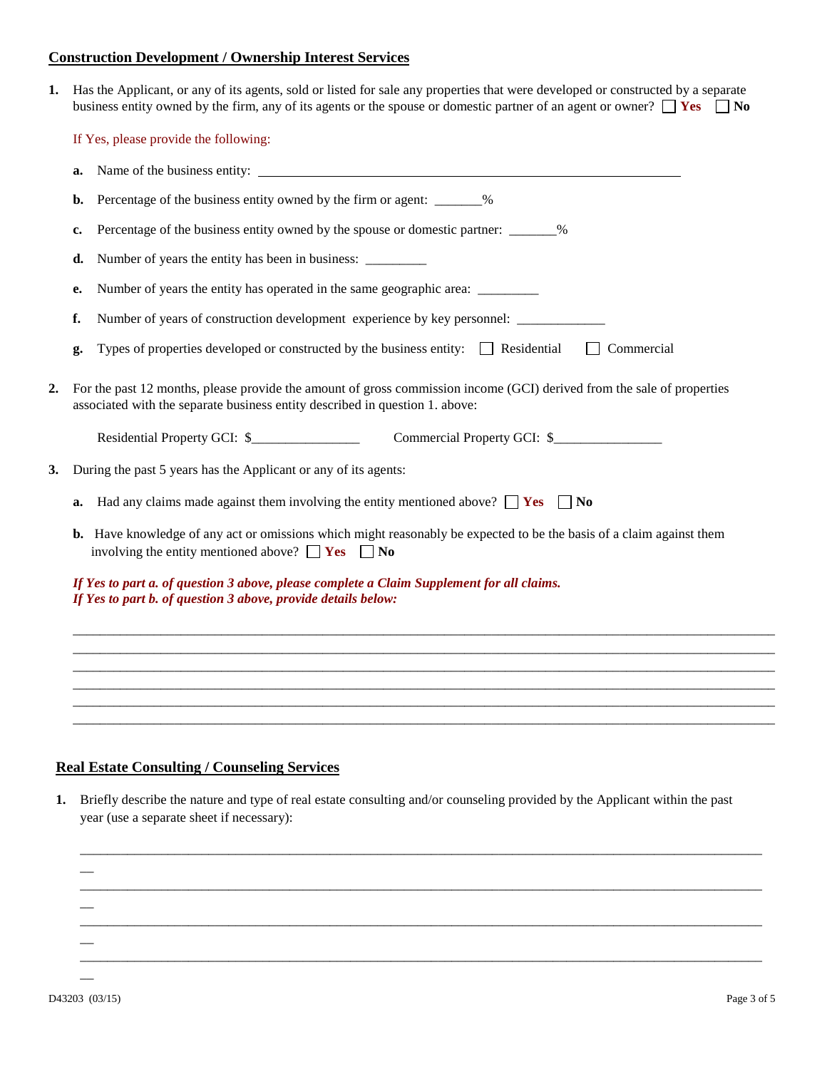## Construction Development / Ownership Interest Services

**1.** Has the Applicant, or any of its agents, sold or listed for sale any properties that were developed or constructed by a separate business entity owned by the firm, any of its agents or the spouse or domestic partner of an agent or owner? ☐ **Yes** ☐ **No**

If Yes, please provide the following:

**a.** Name of the business entity: ____________________________________________

**b.** Percentage of the business entity owned by the firm or agent: _______%

**c.** Percentage of the business entity owned by the spouse or domestic partner: _______%

**d.** Number of years the entity has been in business: _________

**e.** Number of years the entity has operated in the same geographic area: _________

**f.** Number of years of construction development experience by key personnel: _____________

**g.** Types of properties developed or constructed by the business entity: ☐ Residential ☐ Commercial

**2.** For the past 12 months, please provide the amount of gross commission income (GCI) derived from the sale of properties associated with the separate business entity described in question 1. above:

Residential Property GCI: $________________ Commercial Property GCI: $________________

**3.** During the past 5 years has the Applicant or any of its agents:

**a.** Had any claims made against them involving the entity mentioned above? ☐ **Yes** ☐ **No**

**b.** Have knowledge of any act or omissions which might reasonably be expected to be the basis of a claim against them involving the entity mentioned above? ☐ **Yes** ☐ **No**

***If Yes to part a. of question 3 above, please complete a Claim Supplement for all claims.***
***If Yes to part b. of question 3 above, provide details below:***

_____________________________________________________________________________________________
_____________________________________________________________________________________________
_____________________________________________________________________________________________
_____________________________________________________________________________________________
_____________________________________________________________________________________________
_____________________________________________________________________________________________

## Real Estate Consulting / Counseling Services

**1.** Briefly describe the nature and type of real estate consulting and/or counseling provided by the Applicant within the past year (use a separate sheet if necessary):

_____________________________________________________________________________________________
_____________________________________________________________________________________________
_____________________________________________________________________________________________
_____________________________________________________________________________________________

D43203 (03/15)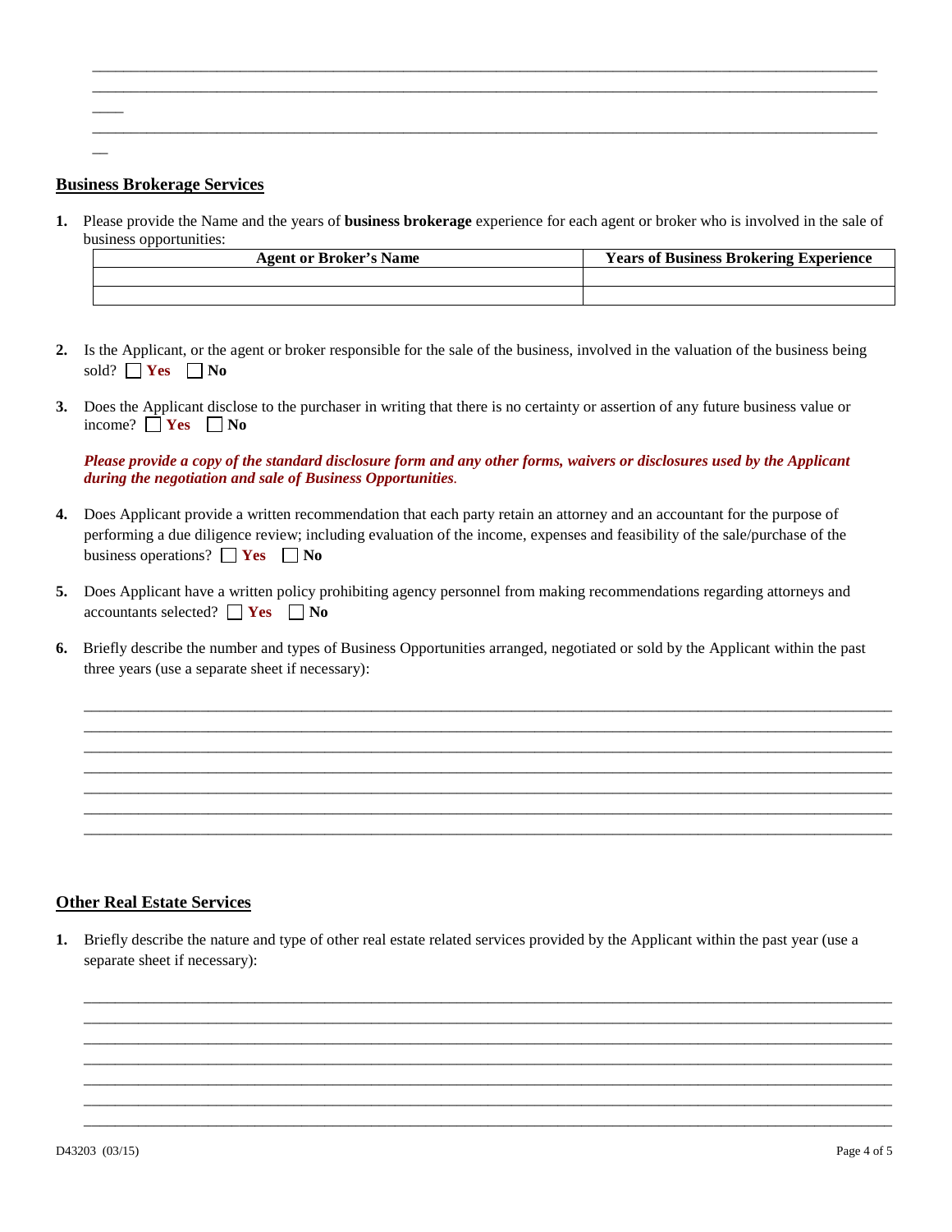## Business Brokerage Services

1. Please provide the Name and the years of **business brokerage** experience for each agent or broker who is involved in the sale of business opportunities:

| Agent or Broker's Name | Years of Business Brokering Experience |
| --- | --- |
| | |
| | |

2. Is the Applicant, or the agent or broker responsible for the sale of the business, involved in the valuation of the business being sold? ☐ **Yes** ☐ **No**

3. Does the Applicant disclose to the purchaser in writing that there is no certainty or assertion of any future business value or income? ☐ **Yes** ☐ **No**

   ***Please provide a copy of the standard disclosure form and any other forms, waivers or disclosures used by the Applicant during the negotiation and sale of Business Opportunities.***

4. Does Applicant provide a written recommendation that each party retain an attorney and an accountant for the purpose of performing a due diligence review; including evaluation of the income, expenses and feasibility of the sale/purchase of the business operations? ☐ **Yes** ☐ **No**

5. Does Applicant have a written policy prohibiting agency personnel from making recommendations regarding attorneys and accountants selected? ☐ **Yes** ☐ **No**

6. Briefly describe the number and types of Business Opportunities arranged, negotiated or sold by the Applicant within the past three years (use a separate sheet if necessary):

## Other Real Estate Services

1. Briefly describe the nature and type of other real estate related services provided by the Applicant within the past year (use a separate sheet if necessary):

D43203 (03/15)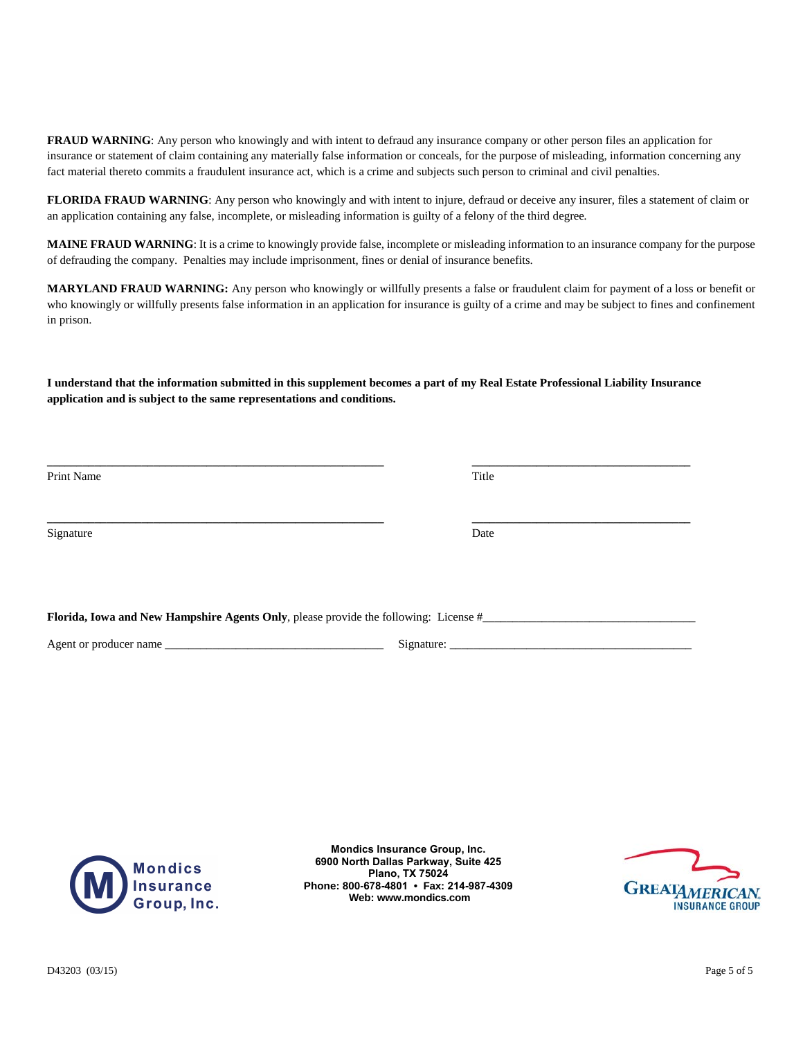**FRAUD WARNING**: Any person who knowingly and with intent to defraud any insurance company or other person files an application for insurance or statement of claim containing any materially false information or conceals, for the purpose of misleading, information concerning any fact material thereto commits a fraudulent insurance act, which is a crime and subjects such person to criminal and civil penalties.

**FLORIDA FRAUD WARNING**: Any person who knowingly and with intent to injure, defraud or deceive any insurer, files a statement of claim or an application containing any false, incomplete, or misleading information is guilty of a felony of the third degree.

**MAINE FRAUD WARNING**: It is a crime to knowingly provide false, incomplete or misleading information to an insurance company for the purpose of defrauding the company. Penalties may include imprisonment, fines or denial of insurance benefits.

**MARYLAND FRAUD WARNING:** Any person who knowingly or willfully presents a false or fraudulent claim for payment of a loss or benefit or who knowingly or willfully presents false information in an application for insurance is guilty of a crime and may be subject to fines and confinement in prison.

**I understand that the information submitted in this supplement becomes a part of my Real Estate Professional Liability Insurance application and is subject to the same representations and conditions.**

______________________________________________________ ___________________________________

Print Name Title

______________________________________________________ ___________________________________

Signature Date

**Florida, Iowa and New Hampshire Agents Only**, please provide the following: License #___________________________________

Agent or producer name ____________________________________ Signature: ________________________________________

Mondics Insurance Group, Inc.

**Mondics Insurance Group, Inc.**
**6900 North Dallas Parkway, Suite 425**
**Plano, TX 75024**
**Phone: 800-678-4801 • Fax: 214-987-4309**
**Web: www.mondics.com**

Great American Insurance Group

D43203 (03/15)